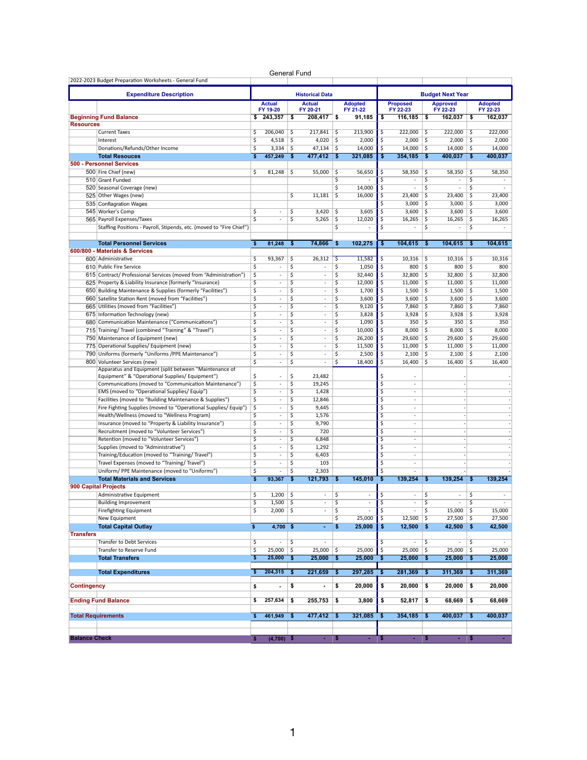# General Fund

2022-2023 Budget Preparation Worksheets - General Fund

| | Expenditure Description | Historical Data | | | Budget Next Year | | |
|---|---|---|---|---|---|---|---|
| | | Actual FY 19-20 | Actual FY 20-21 | Adopted FY 21-22 | Proposed FY 22-23 | Approved FY 22-23 | Adopted FY 22-23 |
| **Beginning Fund Balance** | | **$ 243,357** | **$ 208,417** | **$ 91,185** | **$ 116,185** | **$ 162,037** | **$ 162,037** |
| **Resources** | | | | | | | |
| | Current Taxes | $ 206,040 | $ 217,841 | $ 213,900 | $ 222,000 | $ 222,000 | $ 222,000 |
| | Interest | $ 4,518 | $ 4,020 | $ 2,000 | $ 2,000 | $ 2,000 | $ 2,000 |
| | Donations/Refunds/Other Income | $ 3,334 | $ 47,134 | $ 14,000 | $ 14,000 | $ 14,000 | $ 14,000 |
| | **Total Resouces** | **$ 457,249** | **$ 477,412** | **$ 321,085** | **$ 354,185** | **$ 400,037** | **$ 400,037** |
| **500 - Personnel Services** | | | | | | | |
| 500 | Fire Chief (new) | $ 81,248 | $ 55,000 | $ 56,650 | $ 58,350 | $ 58,350 | $ 58,350 |
| 510 | Grant Funded | | | $ - | $ - | $ - | $ - |
| 520 | Seasonal Coverage (new) | | | $ 14,000 | $ - | $ - | $ - |
| 525 | Other Wages (new) | | $ 11,181 | $ 16,000 | $ 23,400 | $ 23,400 | $ 23,400 |
| 535 | Conflagration Wages | | | | $ 3,000 | $ 3,000 | $ 3,000 |
| 545 | Worker's Comp | $ - | $ 3,420 | $ 3,605 | $ 3,600 | $ 3,600 | $ 3,600 |
| 565 | Payroll Expenses/Taxes | $ - | $ 5,265 | $ 12,020 | $ 16,265 | $ 16,265 | $ 16,265 |
| | Staffing Positions - Payroll, Stipends, etc. (moved to "Fire Chief") | | | $ - | $ - | $ - | $ - |
| | **Total Personnel Services** | **$ 81,248** | **$ 74,866** | **$ 102,275** | **$ 104,615** | **$ 104,615** | **$ 104,615** |
| **600/800 - Materials & Services** | | | | | | | |
| 600 | Administrative | $ 93,367 | $ 26,312 | $ 11,582 | $ 10,316 | $ 10,316 | $ 10,316 |
| 610 | Public Fire Service | $ - | $ - | $ 1,050 | $ 800 | $ 800 | $ 800 |
| 615 | Contract/ Professional Services (moved from "Administration") | $ - | $ - | $ 32,440 | $ 32,800 | $ 32,800 | $ 32,800 |
| 625 | Property & Liability Insurance (formerly "Insurance) | $ - | $ - | $ 12,000 | $ 11,000 | $ 11,000 | $ 11,000 |
| 650 | Building Maintenance & Supplies (formerly "Facilities") | $ - | $ - | $ 1,700 | $ 1,500 | $ 1,500 | $ 1,500 |
| 660 | Satellite Station Rent (moved from "Facilities") | $ - | $ - | $ 3,600 | $ 3,600 | $ 3,600 | $ 3,600 |
| 665 | Utilities (moved from "Facilities") | $ - | $ - | $ 9,120 | $ 7,860 | $ 7,860 | $ 7,860 |
| 675 | Information Technology (new) | $ - | $ - | $ 3,828 | $ 3,928 | $ 3,928 | $ 3,928 |
| 680 | Communication Maintenance ("Communications") | $ - | $ - | $ 1,090 | $ 350 | $ 350 | $ 350 |
| 715 | Training/ Travel (combined "Training" & "Travel") | $ - | $ - | $ 10,000 | $ 8,000 | $ 8,000 | $ 8,000 |
| 750 | Maintenance of Equipment (new) | $ - | $ - | $ 26,200 | $ 29,600 | $ 29,600 | $ 29,600 |
| 775 | Operational Supplies/ Equipment (new) | $ - | $ - | $ 11,500 | $ 11,000 | $ 11,000 | $ 11,000 |
| 790 | Uniforms (formerly "Uniforms /PPE Maintenance") | $ - | $ - | $ 2,500 | $ 2,100 | $ 2,100 | $ 2,100 |
| 800 | Volunteer Services (new) | $ - | $ - | $ 18,400 | $ 16,400 | $ 16,400 | $ 16,400 |
| | Apparatus and Equipment (split between "Maintenance of Equipment" & "Operational Supplies/ Equipment") | $ - | $ 23,482 | | $ - | - | - |
| | Communications (moved to "Communication Maintenance") | $ - | $ 19,245 | | $ - | - | - |
| | EMS (moved to "Operational Supplies/ Equip") | $ - | $ 1,428 | | $ - | - | - |
| | Facilities (moved to "Building Maintenance & Supplies") | $ - | $ 12,846 | | $ - | - | - |
| | Fire Fighting Supplies (moved to "Operational Supplies/ Equip") | $ - | $ 9,445 | | $ - | - | - |
| | Health/Wellness (moved to "Wellness Program) | $ - | $ 1,576 | | $ - | - | - |
| | Insurance (moved to "Property & Liability Insurance") | $ - | $ 9,790 | | $ - | - | - |
| | Recruitment (moved to "Volunteer Services") | $ - | $ 720 | | $ - | - | - |
| | Retention (moved to "Volunteer Services") | $ - | $ 6,848 | | $ - | - | - |
| | Supplies (moved to "Administrative") | $ - | $ 1,292 | | $ - | - | - |
| | Training/Education (moved to "Training/ Travel") | $ - | $ 6,403 | | $ - | - | - |
| | Travel Expenses (moved to "Training/ Travel") | $ - | $ 103 | | $ - | - | - |
| | Uniform/ PPE Maintenance (moved to "Uniforms") | $ - | $ 2,303 | | $ - | - | - |
| | **Total Materials and Services** | **$ 93,367** | **$ 121,793** | **$ 145,010** | **$ 139,254** | **$ 139,254** | **$ 139,254** |
| **900 Capital Projects** | | | | | | | |
| | Administrative Equipment | $ 1,200 | $ - | $ - | $ - | $ - | $ - |
| | Building Improvement | $ 1,500 | $ - | $ - | $ - | $ - | $ - |
| | Firefighting Equipment | $ 2,000 | $ - | $ - | $ - | $ 15,000 | $ 15,000 |
| | New Equipment | | | $ 25,000 | $ 12,500 | $ 27,500 | $ 27,500 |
| | **Total Capital Outlay** | **$ 4,700** | **$ -** | **$ 25,000** | **$ 12,500** | **$ 42,500** | **$ 42,500** |
| **Transfers** | | | | | | | |
| | Transfer to Debt Services | $ - | $ - | | $ - | $ - | $ - |
| | Transfer to Reserve Fund | $ 25,000 | $ 25,000 | $ 25,000 | $ 25,000 | $ 25,000 | $ 25,000 |
| | **Total Transfers** | **$ 25,000** | **$ 25,000** | **$ 25,000** | **$ 25,000** | **$ 25,000** | **$ 25,000** |
| | **Total Expenditures** | **$ 204,315** | **$ 221,659** | **$ 297,285** | **$ 281,369** | **$ 311,369** | **$ 311,369** |
| **Contingency** | | **$ -** | **$ -** | **$ 20,000** | **$ 20,000** | **$ 20,000** | **$ 20,000** |
| **Ending Fund Balance** | | **$ 257,634** | **$ 255,753** | **$ 3,800** | **$ 52,817** | **$ 68,669** | **$ 68,669** |
| **Total Requirements** | | **$ 461,949** | **$ 477,412** | **$ 321,085** | **$ 354,185** | **$ 400,037** | **$ 400,037** |
| **Balance Check** | | **$ (4,700)** | **$ -** | **$ -** | **$ -** | **$ -** | **$ -** |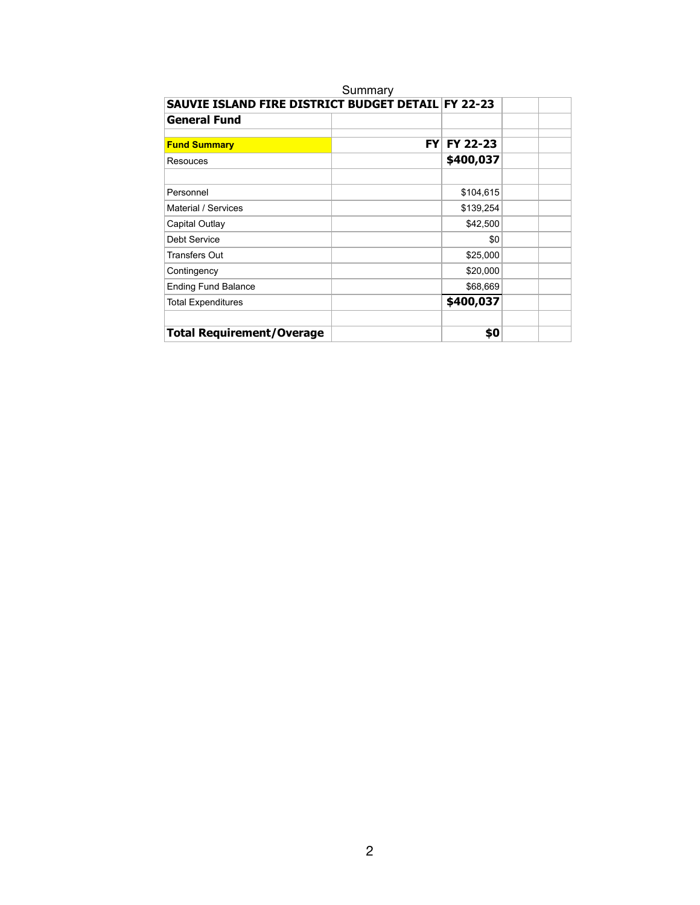Summary

| SAUVIE ISLAND FIRE DISTRICT BUDGET DETAIL | | FY 22-23 | | |
|---|---|---|---|---|
| **General Fund** | | | | |
| | | | | |
| **Fund Summary** | **FY** | **FY 22-23** | | |
| Resouces | | **$400,037** | | |
| | | | | |
| Personnel | | $104,615 | | |
| Material / Services | | $139,254 | | |
| Capital Outlay | | $42,500 | | |
| Debt Service | | $0 | | |
| Transfers Out | | $25,000 | | |
| Contingency | | $20,000 | | |
| Ending Fund Balance | | $68,669 | | |
| Total Expenditures | | **$400,037** | | |
| | | | | |
| **Total Requirement/Overage** | | **$0** | | |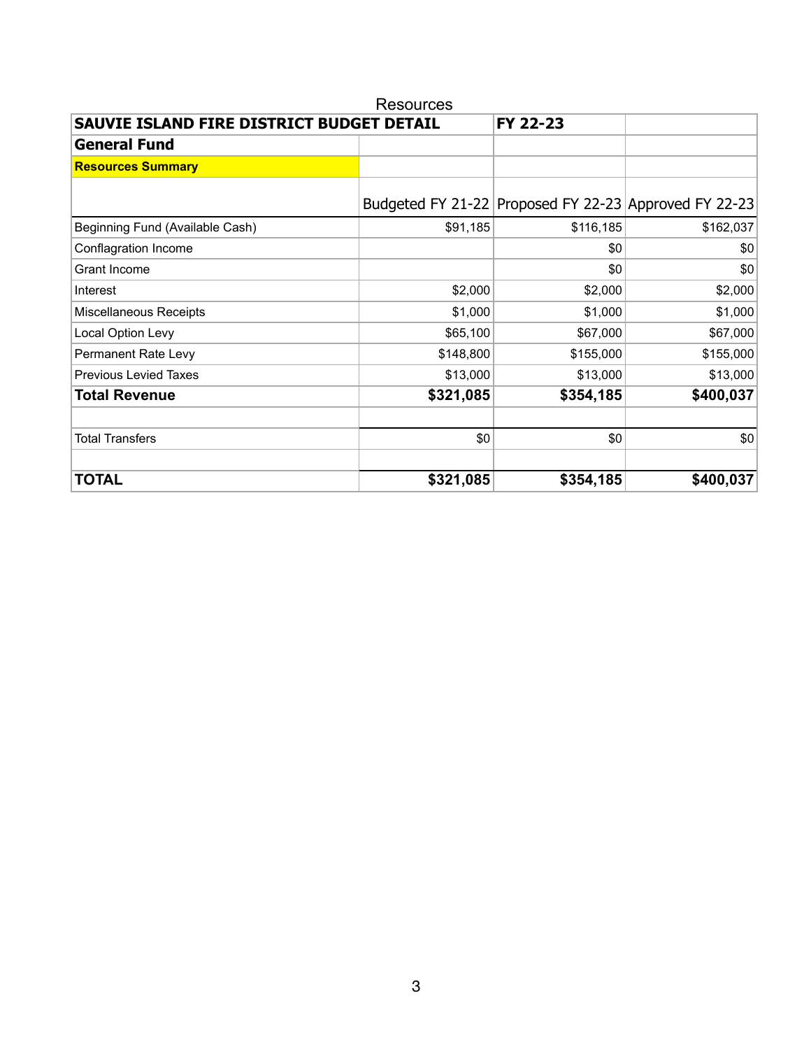Resources

| SAUVIE ISLAND FIRE DISTRICT BUDGET DETAIL | | FY 22-23 | |
|---|---|---|---|
| **General Fund** | | | |
| **Resources Summary** | | | |
| | Budgeted FY 21-22 | Proposed FY 22-23 | Approved FY 22-23 |
| Beginning Fund (Available Cash) | $91,185 | $116,185 | $162,037 |
| Conflagration Income | | $0 | $0 |
| Grant Income | | $0 | $0 |
| Interest | $2,000 | $2,000 | $2,000 |
| Miscellaneous Receipts | $1,000 | $1,000 | $1,000 |
| Local Option Levy | $65,100 | $67,000 | $67,000 |
| Permanent Rate Levy | $148,800 | $155,000 | $155,000 |
| Previous Levied Taxes | $13,000 | $13,000 | $13,000 |
| **Total Revenue** | **$321,085** | **$354,185** | **$400,037** |
| | | | |
| Total Transfers | $0 | $0 | $0 |
| | | | |
| **TOTAL** | **$321,085** | **$354,185** | **$400,037** |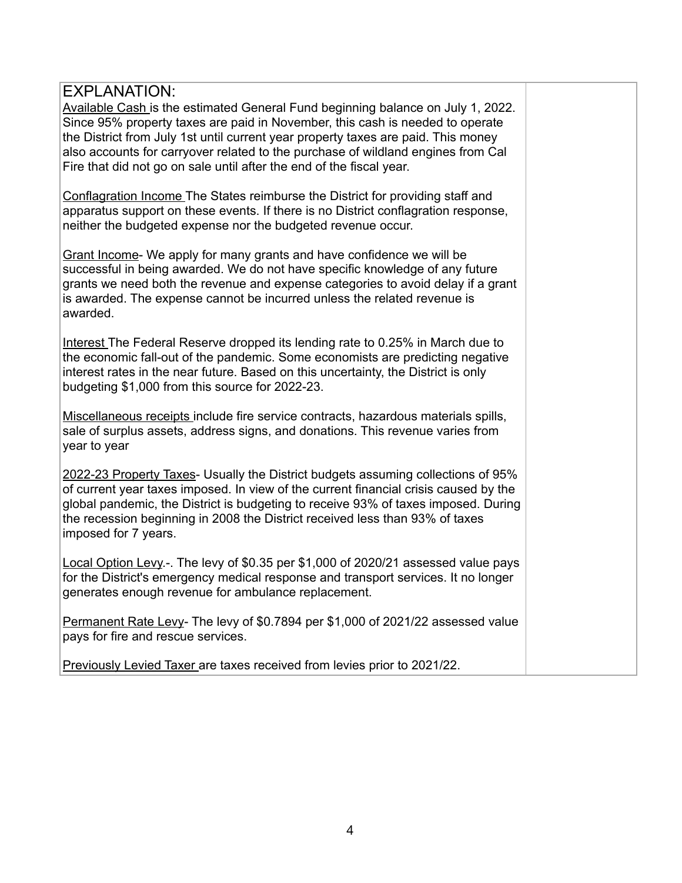## EXPLANATION:

<u>Available Cash</u> is the estimated General Fund beginning balance on July 1, 2022. Since 95% property taxes are paid in November, this cash is needed to operate the District from July 1st until current year property taxes are paid. This money also accounts for carryover related to the purchase of wildland engines from Cal Fire that did not go on sale until after the end of the fiscal year.

<u>Conflagration Income</u> The States reimburse the District for providing staff and apparatus support on these events. If there is no District conflagration response, neither the budgeted expense nor the budgeted revenue occur.

<u>Grant Income</u>- We apply for many grants and have confidence we will be successful in being awarded. We do not have specific knowledge of any future grants we need both the revenue and expense categories to avoid delay if a grant is awarded. The expense cannot be incurred unless the related revenue is awarded.

<u>Interest</u> The Federal Reserve dropped its lending rate to 0.25% in March due to the economic fall-out of the pandemic. Some economists are predicting negative interest rates in the near future. Based on this uncertainty, the District is only budgeting $1,000 from this source for 2022-23.

<u>Miscellaneous receipts</u> include fire service contracts, hazardous materials spills, sale of surplus assets, address signs, and donations. This revenue varies from year to year

<u>2022-23 Property Taxes</u>- Usually the District budgets assuming collections of 95% of current year taxes imposed. In view of the current financial crisis caused by the global pandemic, the District is budgeting to receive 93% of taxes imposed. During the recession beginning in 2008 the District received less than 93% of taxes imposed for 7 years.

<u>Local Option Levy</u>.-. The levy of $0.35 per $1,000 of 2020/21 assessed value pays for the District's emergency medical response and transport services. It no longer generates enough revenue for ambulance replacement.

<u>Permanent Rate Levy</u>- The levy of $0.7894 per $1,000 of 2021/22 assessed value pays for fire and rescue services.

<u>Previously Levied Taxer</u> are taxes received from levies prior to 2021/22.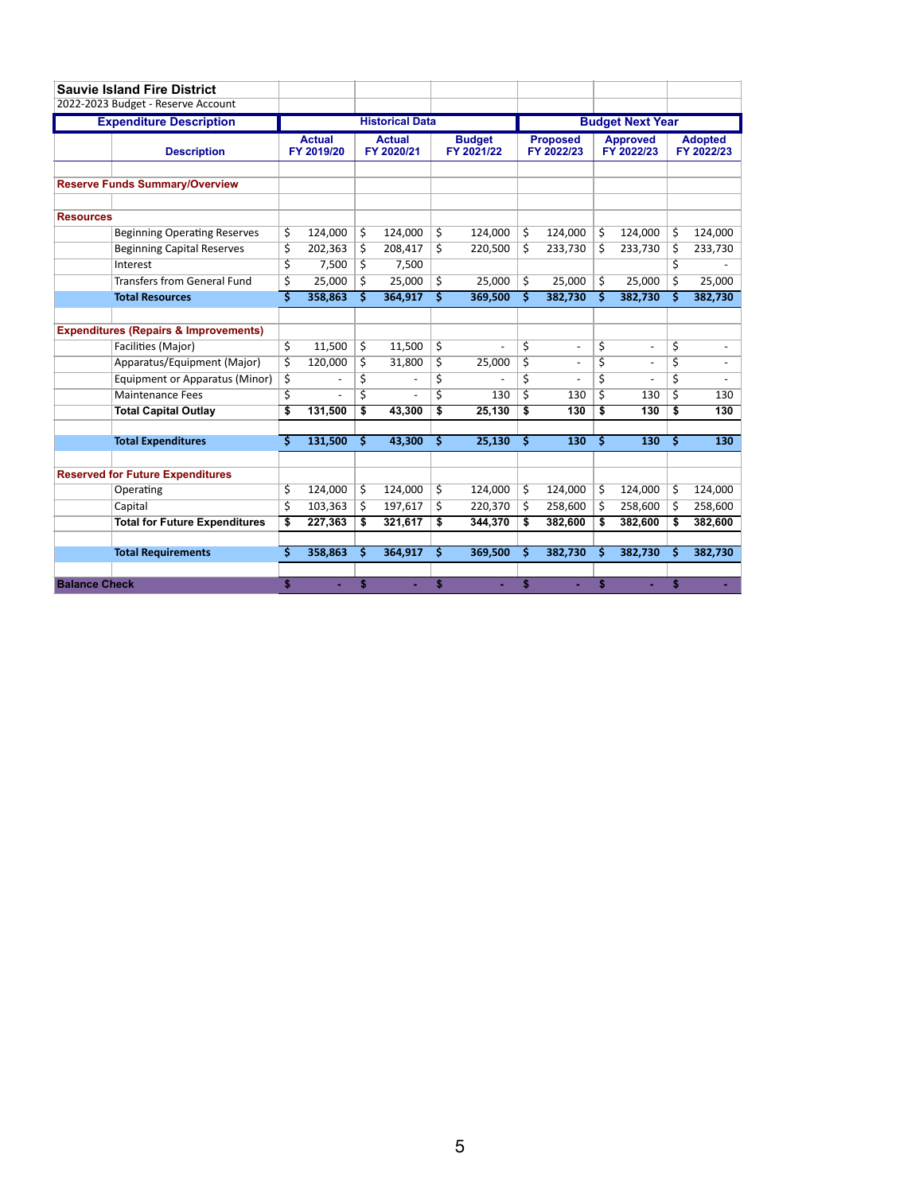**Sauvie Island Fire District**

2022-2023 Budget - Reserve Account

| Expenditure Description | | Historical Data | | | Budget Next Year | | |
|---|---|---|---|---|---|---|---|
| | Description | Actual FY 2019/20 | Actual FY 2020/21 | Budget FY 2021/22 | Proposed FY 2022/23 | Approved FY 2022/23 | Adopted FY 2022/23 |
| **Reserve Funds Summary/Overview** | | | | | | | |
| **Resources** | | | | | | | |
| | Beginning Operating Reserves | $ 124,000 | $ 124,000 | $ 124,000 | $ 124,000 | $ 124,000 | $ 124,000 |
| | Beginning Capital Reserves | $ 202,363 | $ 208,417 | $ 220,500 | $ 233,730 | $ 233,730 | $ 233,730 |
| | Interest | $ 7,500 | $ 7,500 | | | | $ - |
| | Transfers from General Fund | $ 25,000 | $ 25,000 | $ 25,000 | $ 25,000 | $ 25,000 | $ 25,000 |
| | **Total Resources** | **$ 358,863** | **$ 364,917** | **$ 369,500** | **$ 382,730** | **$ 382,730** | **$ 382,730** |
| **Expenditures (Repairs & Improvements)** | | | | | | | |
| | Facilities (Major) | $ 11,500 | $ 11,500 | $ - | $ - | $ - | $ - |
| | Apparatus/Equipment (Major) | $ 120,000 | $ 31,800 | $ 25,000 | $ - | $ - | $ - |
| | Equipment or Apparatus (Minor) | $ - | $ - | $ - | $ - | $ - | $ - |
| | Maintenance Fees | $ - | $ - | $ 130 | $ 130 | $ 130 | $ 130 |
| | **Total Capital Outlay** | **$ 131,500** | **$ 43,300** | **$ 25,130** | **$ 130** | **$ 130** | **$ 130** |
| | **Total Expenditures** | **$ 131,500** | **$ 43,300** | **$ 25,130** | **$ 130** | **$ 130** | **$ 130** |
| **Reserved for Future Expenditures** | | | | | | | |
| | Operating | $ 124,000 | $ 124,000 | $ 124,000 | $ 124,000 | $ 124,000 | $ 124,000 |
| | Capital | $ 103,363 | $ 197,617 | $ 220,370 | $ 258,600 | $ 258,600 | $ 258,600 |
| | **Total for Future Expenditures** | **$ 227,363** | **$ 321,617** | **$ 344,370** | **$ 382,600** | **$ 382,600** | **$ 382,600** |
| | **Total Requirements** | **$ 358,863** | **$ 364,917** | **$ 369,500** | **$ 382,730** | **$ 382,730** | **$ 382,730** |
| **Balance Check** | | **$ -** | **$ -** | **$ -** | **$ -** | **$ -** | **$ -** |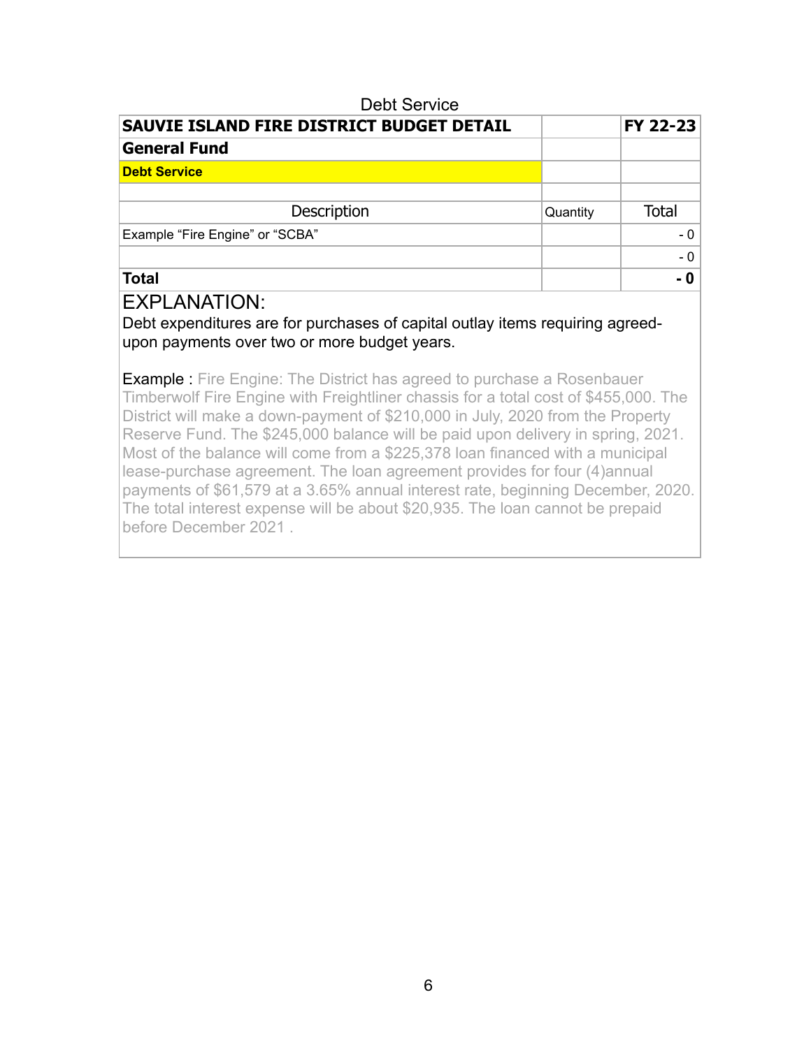Debt Service

| SAUVIE ISLAND FIRE DISTRICT BUDGET DETAIL | | FY 22-23 |
|---|---|---|
| **General Fund** | | |
| **Debt Service** | | |
| | | |
| Description | Quantity | Total |
| Example “Fire Engine” or “SCBA” | | - 0 |
| | | - 0 |
| **Total** | | **- 0** |

EXPLANATION:

Debt expenditures are for purchases of capital outlay items requiring agreed-upon payments over two or more budget years.

Example : Fire Engine: The District has agreed to purchase a Rosenbauer Timberwolf Fire Engine with Freightliner chassis for a total cost of $455,000. The District will make a down-payment of $210,000 in July, 2020 from the Property Reserve Fund. The $245,000 balance will be paid upon delivery in spring, 2021. Most of the balance will come from a $225,378 loan financed with a municipal lease-purchase agreement. The loan agreement provides for four (4)annual payments of $61,579 at a 3.65% annual interest rate, beginning December, 2020. The total interest expense will be about $20,935. The loan cannot be prepaid before December 2021 .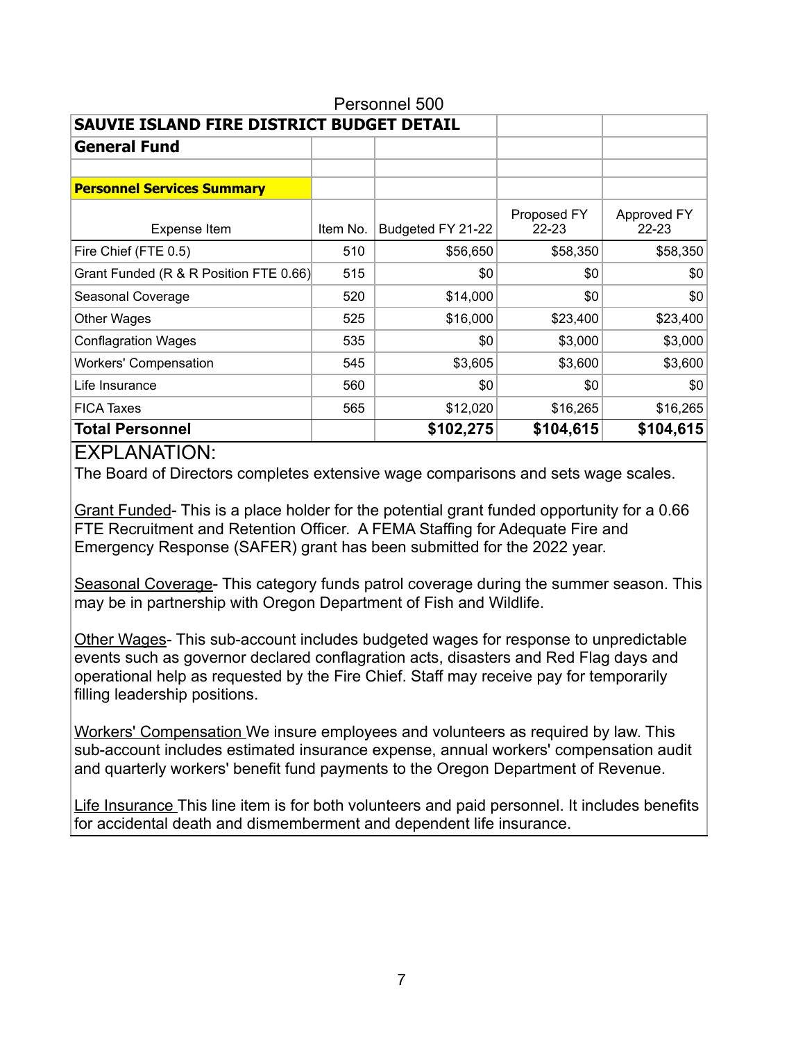Personnel 500

| SAUVIE ISLAND FIRE DISTRICT BUDGET DETAIL | | | | |
|---|---|---|---|---|
| **General Fund** | | | | |
| | | | | |
| **Personnel Services Summary** | | | | |
| Expense Item | Item No. | Budgeted FY 21-22 | Proposed FY 22-23 | Approved FY 22-23 |
| Fire Chief (FTE 0.5) | 510 | $56,650 | $58,350 | $58,350 |
| Grant Funded (R & R Position FTE 0.66) | 515 | $0 | $0 | $0 |
| Seasonal Coverage | 520 | $14,000 | $0 | $0 |
| Other Wages | 525 | $16,000 | $23,400 | $23,400 |
| Conflagration Wages | 535 | $0 | $3,000 | $3,000 |
| Workers' Compensation | 545 | $3,605 | $3,600 | $3,600 |
| Life Insurance | 560 | $0 | $0 | $0 |
| FICA Taxes | 565 | $12,020 | $16,265 | $16,265 |
| **Total Personnel** | | **$102,275** | **$104,615** | **$104,615** |

EXPLANATION:

The Board of Directors completes extensive wage comparisons and sets wage scales.

Grant Funded- This is a place holder for the potential grant funded opportunity for a 0.66 FTE Recruitment and Retention Officer. A FEMA Staffing for Adequate Fire and Emergency Response (SAFER) grant has been submitted for the 2022 year.

Seasonal Coverage- This category funds patrol coverage during the summer season. This may be in partnership with Oregon Department of Fish and Wildlife.

Other Wages- This sub-account includes budgeted wages for response to unpredictable events such as governor declared conflagration acts, disasters and Red Flag days and operational help as requested by the Fire Chief. Staff may receive pay for temporarily filling leadership positions.

Workers' Compensation We insure employees and volunteers as required by law. This sub-account includes estimated insurance expense, annual workers' compensation audit and quarterly workers' benefit fund payments to the Oregon Department of Revenue.

Life Insurance This line item is for both volunteers and paid personnel. It includes benefits for accidental death and dismemberment and dependent life insurance.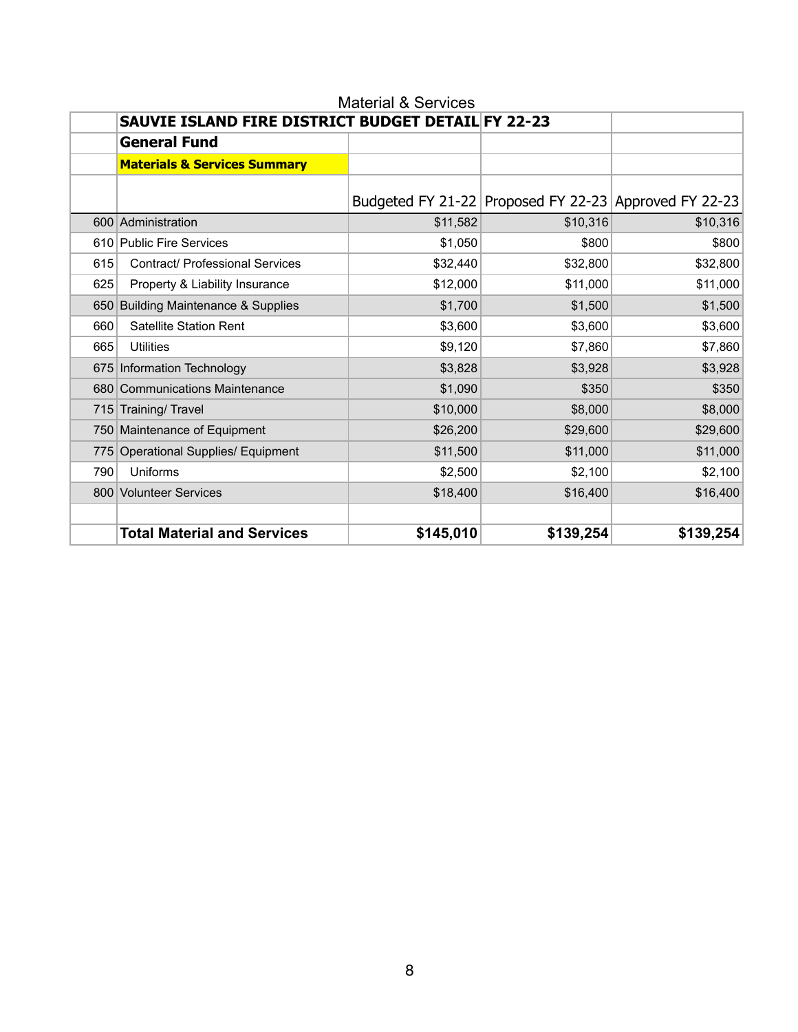Material & Services

| | SAUVIE ISLAND FIRE DISTRICT BUDGET DETAIL FY 22-23 | | | |
|---|---|---|---|---|
| | **General Fund** | | | |
| | **Materials & Services Summary** | | | |
| | | Budgeted FY 21-22 | Proposed FY 22-23 | Approved FY 22-23 |
| 600 | Administration | $11,582 | $10,316 | $10,316 |
| 610 | Public Fire Services | $1,050 | $800 | $800 |
| 615 | Contract/ Professional Services | $32,440 | $32,800 | $32,800 |
| 625 | Property & Liability Insurance | $12,000 | $11,000 | $11,000 |
| 650 | Building Maintenance & Supplies | $1,700 | $1,500 | $1,500 |
| 660 | Satellite Station Rent | $3,600 | $3,600 | $3,600 |
| 665 | Utilities | $9,120 | $7,860 | $7,860 |
| 675 | Information Technology | $3,828 | $3,928 | $3,928 |
| 680 | Communications Maintenance | $1,090 | $350 | $350 |
| 715 | Training/ Travel | $10,000 | $8,000 | $8,000 |
| 750 | Maintenance of Equipment | $26,200 | $29,600 | $29,600 |
| 775 | Operational Supplies/ Equipment | $11,500 | $11,000 | $11,000 |
| 790 | Uniforms | $2,500 | $2,100 | $2,100 |
| 800 | Volunteer Services | $18,400 | $16,400 | $16,400 |
| | | | | |
| | **Total Material and Services** | **$145,010** | **$139,254** | **$139,254** |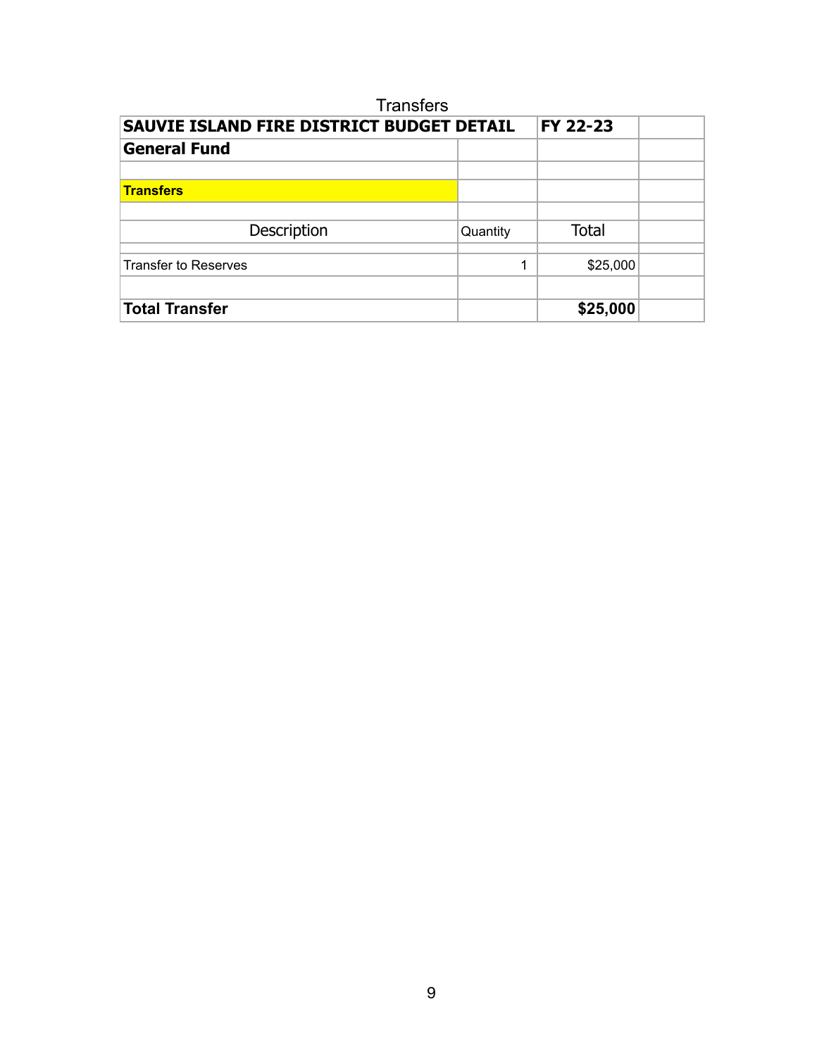## Transfers

| SAUVIE ISLAND FIRE DISTRICT BUDGET DETAIL | | FY 22-23 | |
|---|---|---|---|
| **General Fund** | | | |
| | | | |
| **Transfers** | | | |
| | | | |
| Description | Quantity | Total | |
| | | | |
| Transfer to Reserves | 1 | $25,000 | |
| | | | |
| **Total Transfer** | | **$25,000** | |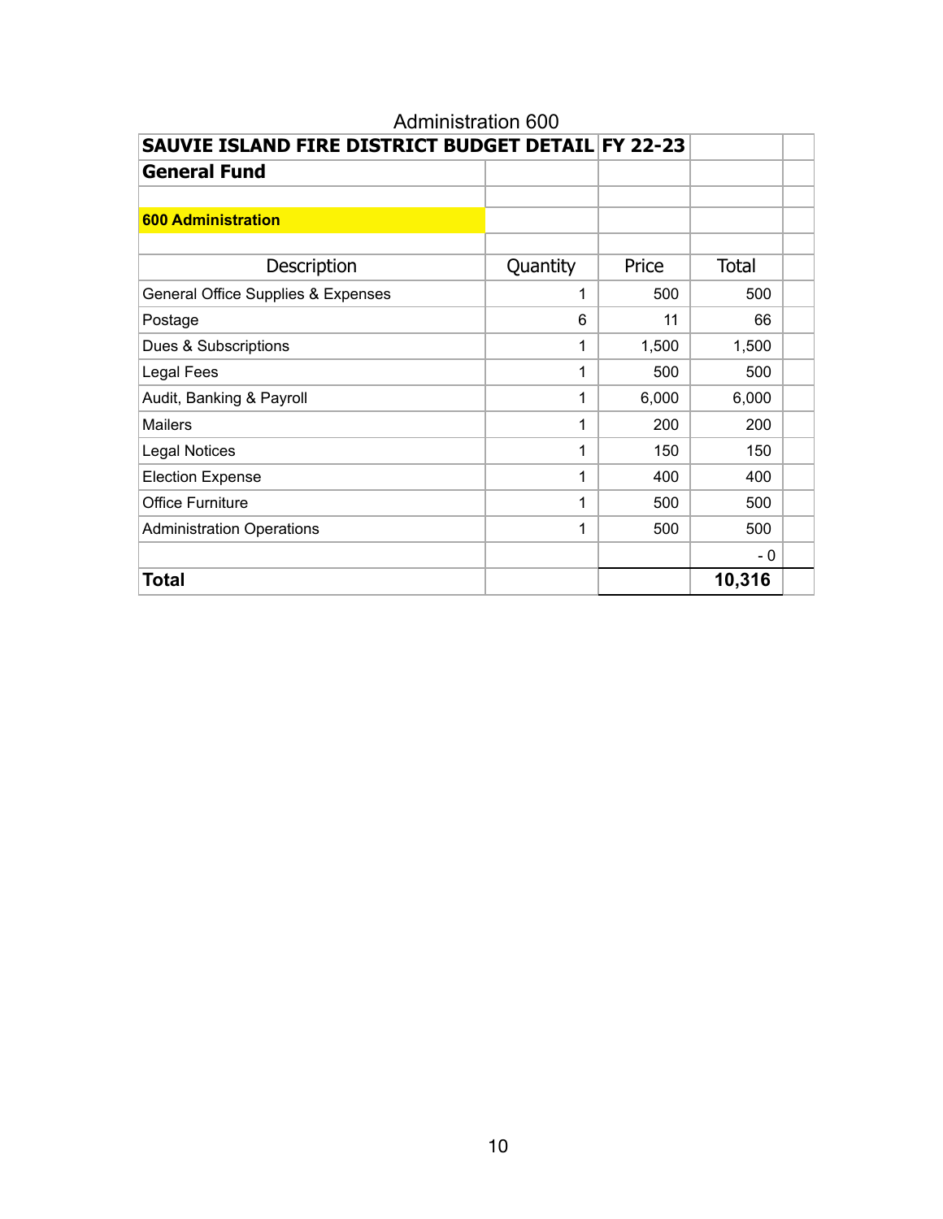# Administration 600

| SAUVIE ISLAND FIRE DISTRICT BUDGET DETAIL | | FY 22-23 | | |
|---|---|---|---|---|
| **General Fund** | | | | |
| | | | | |
| **600 Administration** | | | | |
| | | | | |
| Description | Quantity | Price | Total | |
| General Office Supplies & Expenses | 1 | 500 | 500 | |
| Postage | 6 | 11 | 66 | |
| Dues & Subscriptions | 1 | 1,500 | 1,500 | |
| Legal Fees | 1 | 500 | 500 | |
| Audit, Banking & Payroll | 1 | 6,000 | 6,000 | |
| Mailers | 1 | 200 | 200 | |
| Legal Notices | 1 | 150 | 150 | |
| Election Expense | 1 | 400 | 400 | |
| Office Furniture | 1 | 500 | 500 | |
| Administration Operations | 1 | 500 | 500 | |
| | | | - 0 | |
| **Total** | | | **10,316** | |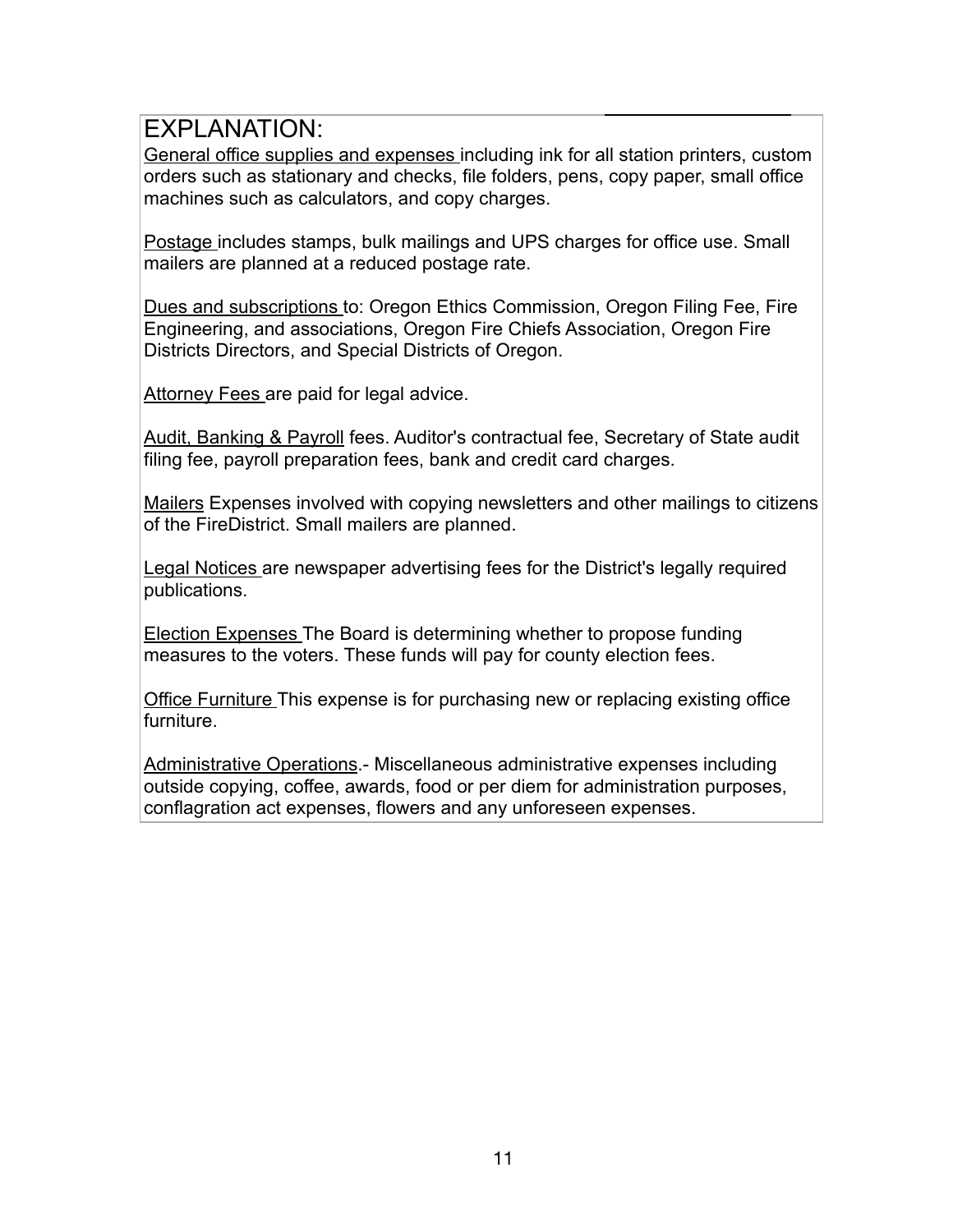# EXPLANATION:

<u>General office supplies and expenses</u> including ink for all station printers, custom orders such as stationary and checks, file folders, pens, copy paper, small office machines such as calculators, and copy charges.

<u>Postage</u> includes stamps, bulk mailings and UPS charges for office use. Small mailers are planned at a reduced postage rate.

<u>Dues and subscriptions</u> to: Oregon Ethics Commission, Oregon Filing Fee, Fire Engineering, and associations, Oregon Fire Chiefs Association, Oregon Fire Districts Directors, and Special Districts of Oregon.

<u>Attorney Fees</u> are paid for legal advice.

<u>Audit, Banking & Payroll</u> fees. Auditor's contractual fee, Secretary of State audit filing fee, payroll preparation fees, bank and credit card charges.

<u>Mailers</u> Expenses involved with copying newsletters and other mailings to citizens of the FireDistrict. Small mailers are planned.

<u>Legal Notices</u> are newspaper advertising fees for the District's legally required publications.

<u>Election Expenses</u> The Board is determining whether to propose funding measures to the voters. These funds will pay for county election fees.

<u>Office Furniture</u> This expense is for purchasing new or replacing existing office furniture.

<u>Administrative Operations</u>.- Miscellaneous administrative expenses including outside copying, coffee, awards, food or per diem for administration purposes, conflagration act expenses, flowers and any unforeseen expenses.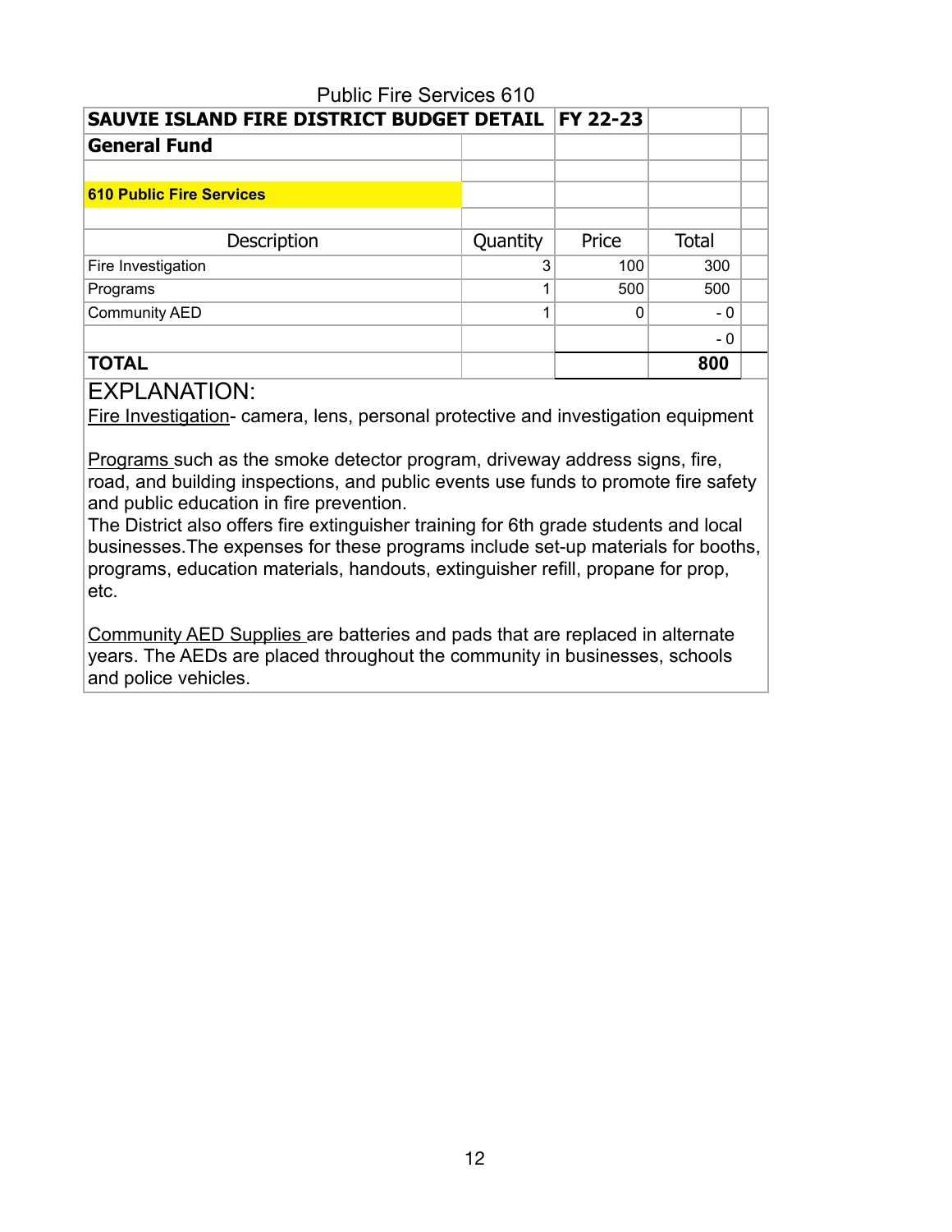Public Fire Services 610

| SAUVIE ISLAND FIRE DISTRICT BUDGET DETAIL | FY 22-23 | | |
|---|---|---|---|
| **General Fund** | | | |
| | | | |
| **610 Public Fire Services** | | | |
| | | | |
| Description | Quantity | Price | Total |
| Fire Investigation | 3 | 100 | 300 |
| Programs | 1 | 500 | 500 |
| Community AED | 1 | 0 | - 0 |
| | | | - 0 |
| **TOTAL** | | | **800** |

EXPLANATION:

Fire Investigation- camera, lens, personal protective and investigation equipment

Programs such as the smoke detector program, driveway address signs, fire, road, and building inspections, and public events use funds to promote fire safety and public education in fire prevention.
The District also offers fire extinguisher training for 6th grade students and local businesses.The expenses for these programs include set-up materials for booths, programs, education materials, handouts, extinguisher refill, propane for prop, etc.

Community AED Supplies are batteries and pads that are replaced in alternate years. The AEDs are placed throughout the community in businesses, schools and police vehicles.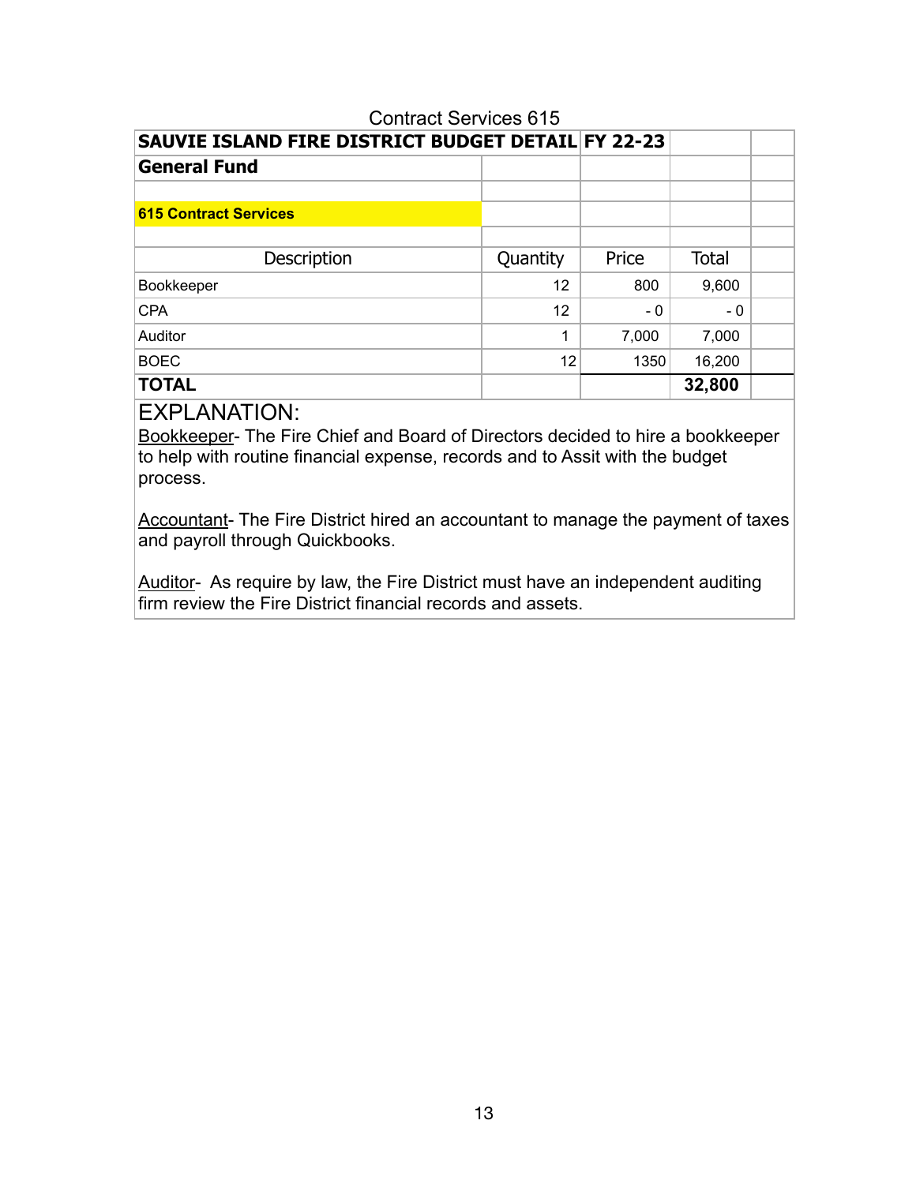Contract Services 615

| SAUVIE ISLAND FIRE DISTRICT BUDGET DETAIL | FY 22-23 | | | |
|---|---|---|---|---|
| **General Fund** | | | | |
| | | | | |
| **615 Contract Services** | | | | |
| | | | | |
| Description | Quantity | Price | Total | |
| Bookkeeper | 12 | 800 | 9,600 | |
| CPA | 12 | - 0 | - 0 | |
| Auditor | 1 | 7,000 | 7,000 | |
| BOEC | 12 | 1350 | 16,200 | |
| **TOTAL** | | | **32,800** | |

EXPLANATION:

Bookkeeper- The Fire Chief and Board of Directors decided to hire a bookkeeper to help with routine financial expense, records and to Assit with the budget process.

Accountant- The Fire District hired an accountant to manage the payment of taxes and payroll through Quickbooks.

Auditor- As require by law, the Fire District must have an independent auditing firm review the Fire District financial records and assets.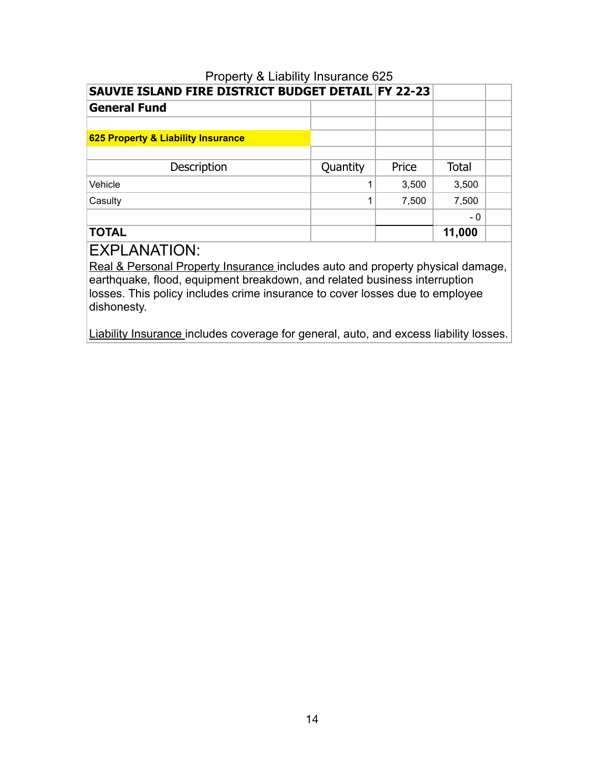Property & Liability Insurance 625

| SAUVIE ISLAND FIRE DISTRICT BUDGET DETAIL | FY 22-23 | | | |
|---|---|---|---|---|
| **General Fund** | | | | |
| | | | | |
| **625 Property & Liability Insurance** | | | | |
| | | | | |
| Description | Quantity | Price | Total | |
| Vehicle | 1 | 3,500 | 3,500 | |
| Casulty | 1 | 7,500 | 7,500 | |
| | | | - 0 | |
| **TOTAL** | | | **11,000** | |

## EXPLANATION:

Real & Personal Property Insurance includes auto and property physical damage, earthquake, flood, equipment breakdown, and related business interruption losses. This policy includes crime insurance to cover losses due to employee dishonesty.

Liability Insurance includes coverage for general, auto, and excess liability losses.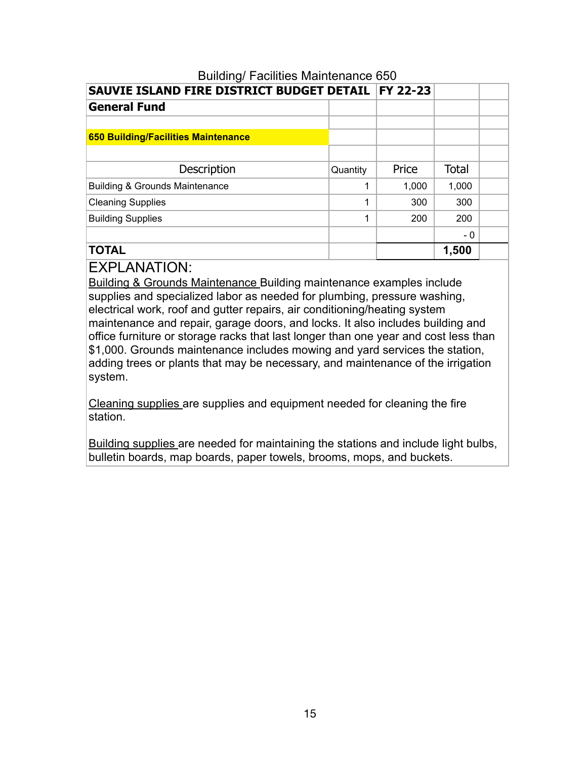Building/ Facilities Maintenance 650

| SAUVIE ISLAND FIRE DISTRICT BUDGET DETAIL | | FY 22-23 | | |
|---|---|---|---|---|
| **General Fund** | | | | |
| | | | | |
| **650 Building/Facilities Maintenance** | | | | |
| | | | | |
| Description | Quantity | Price | Total | |
| Building & Grounds Maintenance | 1 | 1,000 | 1,000 | |
| Cleaning Supplies | 1 | 300 | 300 | |
| Building Supplies | 1 | 200 | 200 | |
| | | | - 0 | |
| **TOTAL** | | | **1,500** | |

EXPLANATION:

Building & Grounds Maintenance Building maintenance examples include supplies and specialized labor as needed for plumbing, pressure washing, electrical work, roof and gutter repairs, air conditioning/heating system maintenance and repair, garage doors, and locks. It also includes building and office furniture or storage racks that last longer than one year and cost less than $1,000. Grounds maintenance includes mowing and yard services the station, adding trees or plants that may be necessary, and maintenance of the irrigation system.

Cleaning supplies are supplies and equipment needed for cleaning the fire station.

Building supplies are needed for maintaining the stations and include light bulbs, bulletin boards, map boards, paper towels, brooms, mops, and buckets.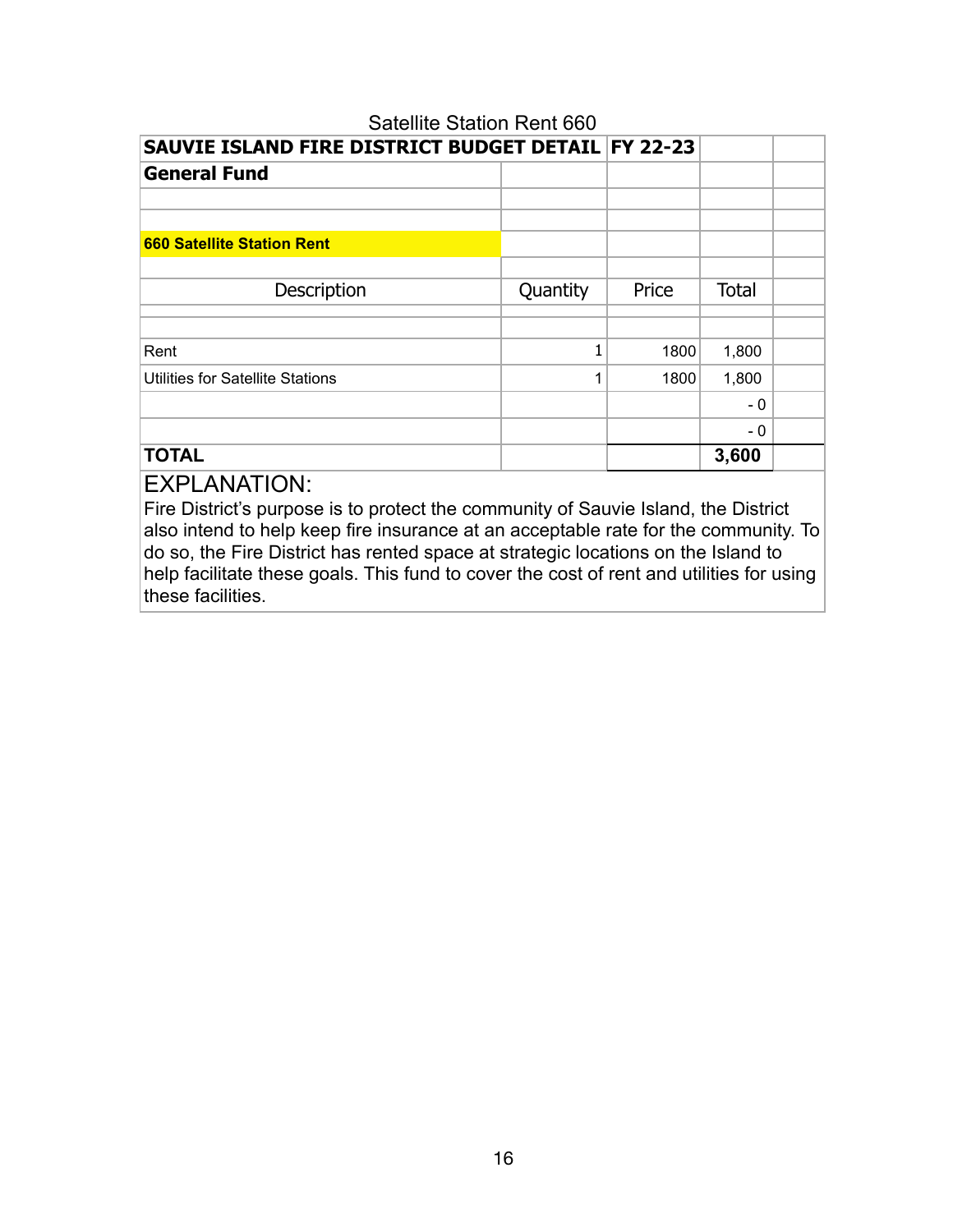Satellite Station Rent 660

| SAUVIE ISLAND FIRE DISTRICT BUDGET DETAIL | FY 22-23 | | | |
|---|---|---|---|---|
| **General Fund** | | | | |
| | | | | |
| | | | | |
| **660 Satellite Station Rent** | | | | |
| | | | | |
| Description | Quantity | Price | Total | |
| | | | | |
| | | | | |
| Rent | 1 | 1800 | 1,800 | |
| Utilities for Satellite Stations | 1 | 1800 | 1,800 | |
| | | | - 0 | |
| | | | - 0 | |
| **TOTAL** | | | **3,600** | |

EXPLANATION:

Fire District's purpose is to protect the community of Sauvie Island, the District also intend to help keep fire insurance at an acceptable rate for the community. To do so, the Fire District has rented space at strategic locations on the Island to help facilitate these goals. This fund to cover the cost of rent and utilities for using these facilities.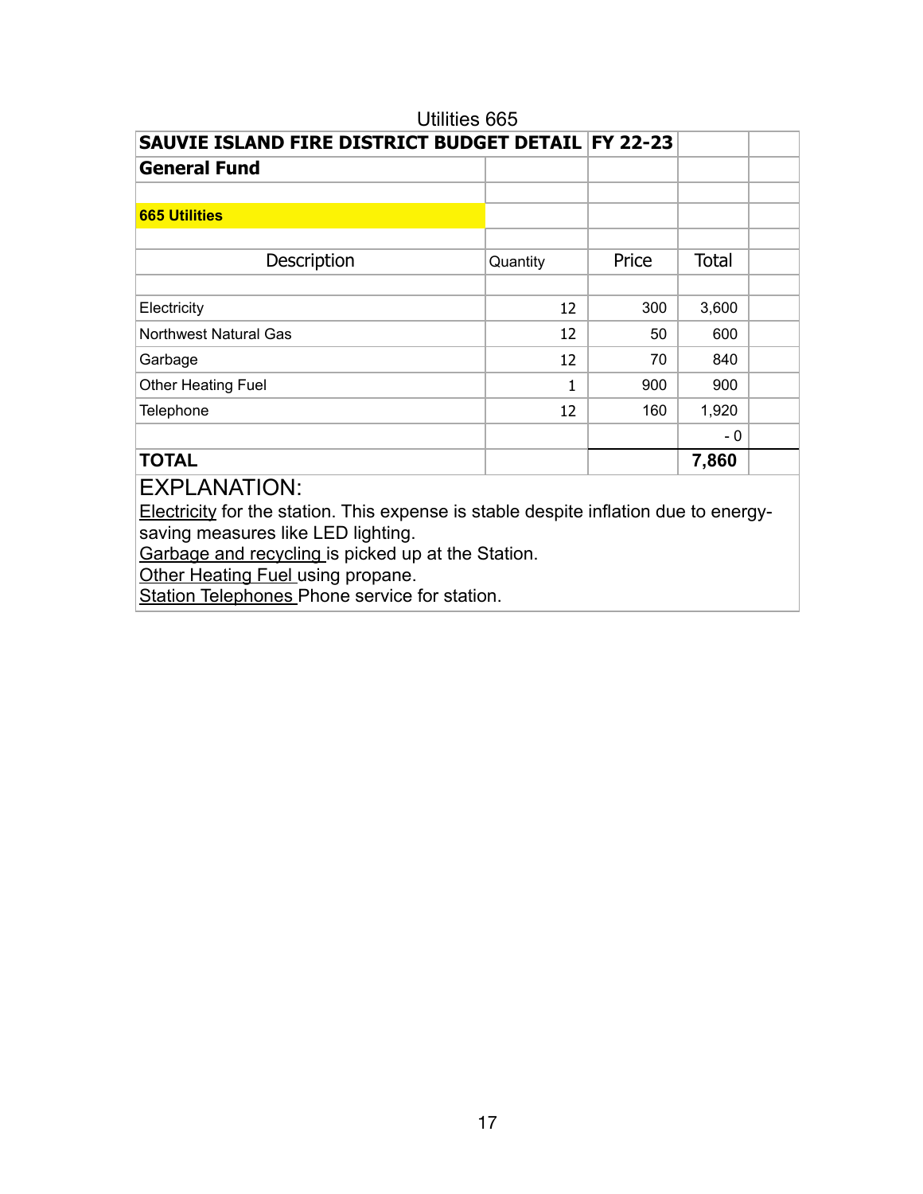Utilities 665

| SAUVIE ISLAND FIRE DISTRICT BUDGET DETAIL | FY 22-23 | | | |
|---|---|---|---|---|
| **General Fund** | | | | |
| | | | | |
| **665 Utilities** | | | | |
| | | | | |
| Description | Quantity | Price | Total | |
| | | | | |
| Electricity | 12 | 300 | 3,600 | |
| Northwest Natural Gas | 12 | 50 | 600 | |
| Garbage | 12 | 70 | 840 | |
| Other Heating Fuel | 1 | 900 | 900 | |
| Telephone | 12 | 160 | 1,920 | |
| | | | - 0 | |
| **TOTAL** | | | **7,860** | |

EXPLANATION:

Electricity for the station. This expense is stable despite inflation due to energy-saving measures like LED lighting.

Garbage and recycling is picked up at the Station.

Other Heating Fuel using propane.

Station Telephones Phone service for station.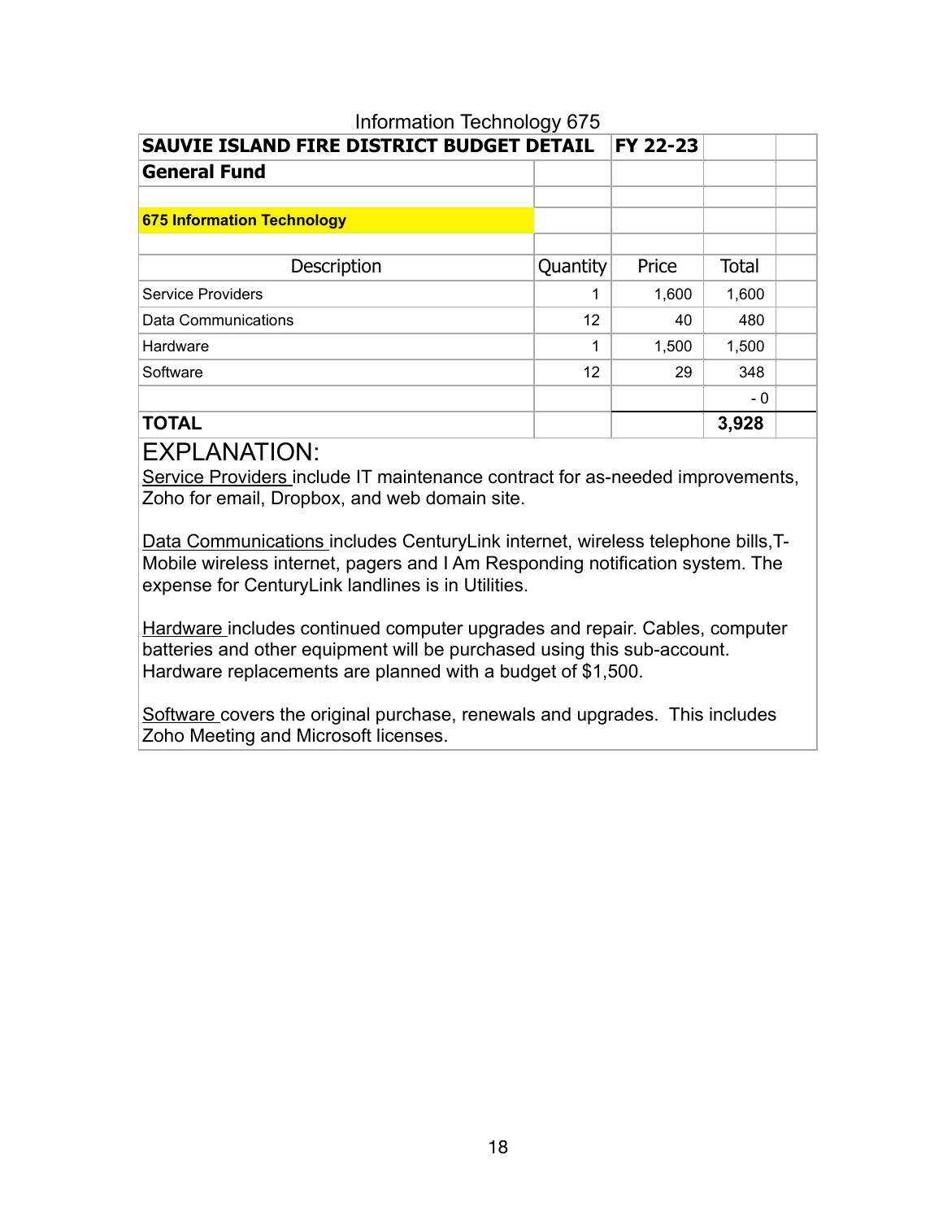Information Technology 675

| SAUVIE ISLAND FIRE DISTRICT BUDGET DETAIL | | FY 22-23 | | |
|---|---|---|---|---|
| **General Fund** | | | | |
| | | | | |
| **675 Information Technology** | | | | |
| | | | | |
| Description | Quantity | Price | Total | |
| Service Providers | 1 | 1,600 | 1,600 | |
| Data Communications | 12 | 40 | 480 | |
| Hardware | 1 | 1,500 | 1,500 | |
| Software | 12 | 29 | 348 | |
| | | | - 0 | |
| **TOTAL** | | | **3,928** | |

# EXPLANATION:

Service Providers include IT maintenance contract for as-needed improvements, Zoho for email, Dropbox, and web domain site.

Data Communications includes CenturyLink internet, wireless telephone bills,T-Mobile wireless internet, pagers and I Am Responding notification system. The expense for CenturyLink landlines is in Utilities.

Hardware includes continued computer upgrades and repair. Cables, computer batteries and other equipment will be purchased using this sub-account. Hardware replacements are planned with a budget of $1,500.

Software covers the original purchase, renewals and upgrades. This includes Zoho Meeting and Microsoft licenses.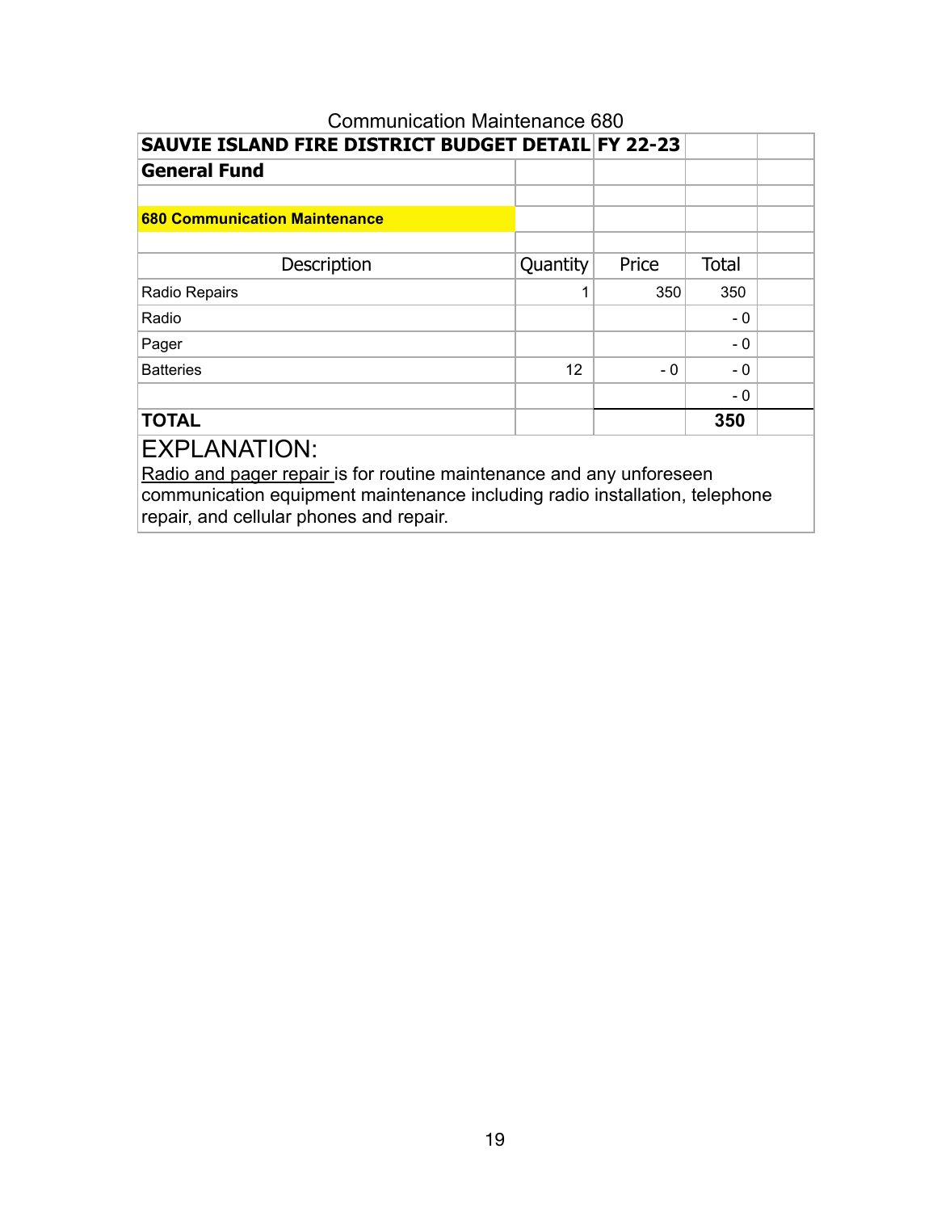Communication Maintenance 680

| SAUVIE ISLAND FIRE DISTRICT BUDGET DETAIL | FY 22-23 | | |
|---|---|---|---|
| **General Fund** | | | |
| | | | |
| **680 Communication Maintenance** | | | |
| | | | |
| Description | Quantity | Price | Total |
| Radio Repairs | 1 | 350 | 350 |
| Radio | | | - 0 |
| Pager | | | - 0 |
| Batteries | 12 | - 0 | - 0 |
| | | | - 0 |
| **TOTAL** | | | **350** |

EXPLANATION:

Radio and pager repair is for routine maintenance and any unforeseen communication equipment maintenance including radio installation, telephone repair, and cellular phones and repair.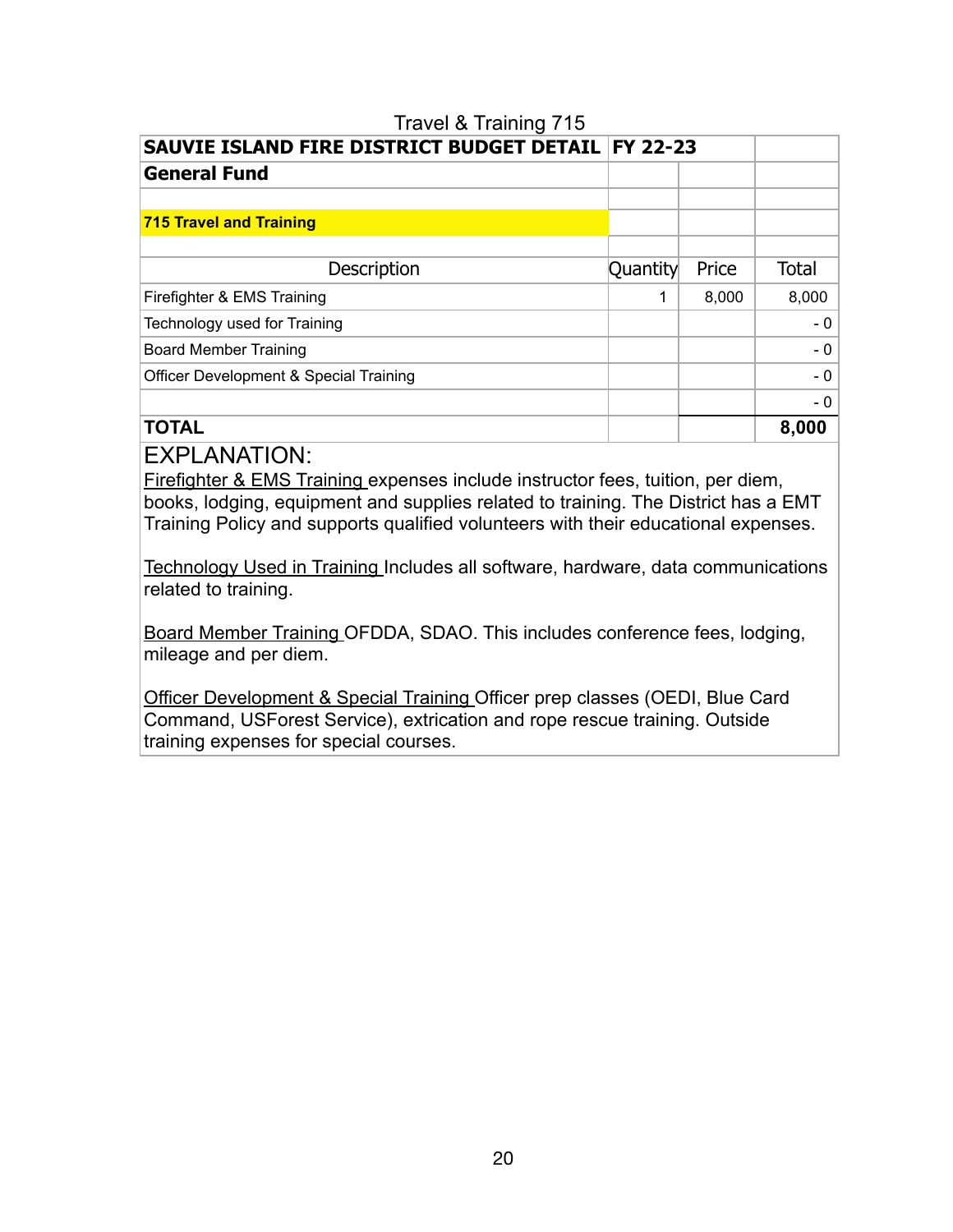Travel & Training 715

| SAUVIE ISLAND FIRE DISTRICT BUDGET DETAIL | FY 22-23 | | |
|---|---|---|---|
| **General Fund** | | | |
| | | | |
| **715 Travel and Training** | | | |
| | | | |
| Description | Quantity | Price | Total |
| Firefighter & EMS Training | 1 | 8,000 | 8,000 |
| Technology used for Training | | | - 0 |
| Board Member Training | | | - 0 |
| Officer Development & Special Training | | | - 0 |
| | | | - 0 |
| **TOTAL** | | | **8,000** |

EXPLANATION:

Firefighter & EMS Training expenses include instructor fees, tuition, per diem, books, lodging, equipment and supplies related to training. The District has a EMT Training Policy and supports qualified volunteers with their educational expenses.

Technology Used in Training Includes all software, hardware, data communications related to training.

Board Member Training OFDDA, SDAO. This includes conference fees, lodging, mileage and per diem.

Officer Development & Special Training Officer prep classes (OEDI, Blue Card Command, USForest Service), extrication and rope rescue training. Outside training expenses for special courses.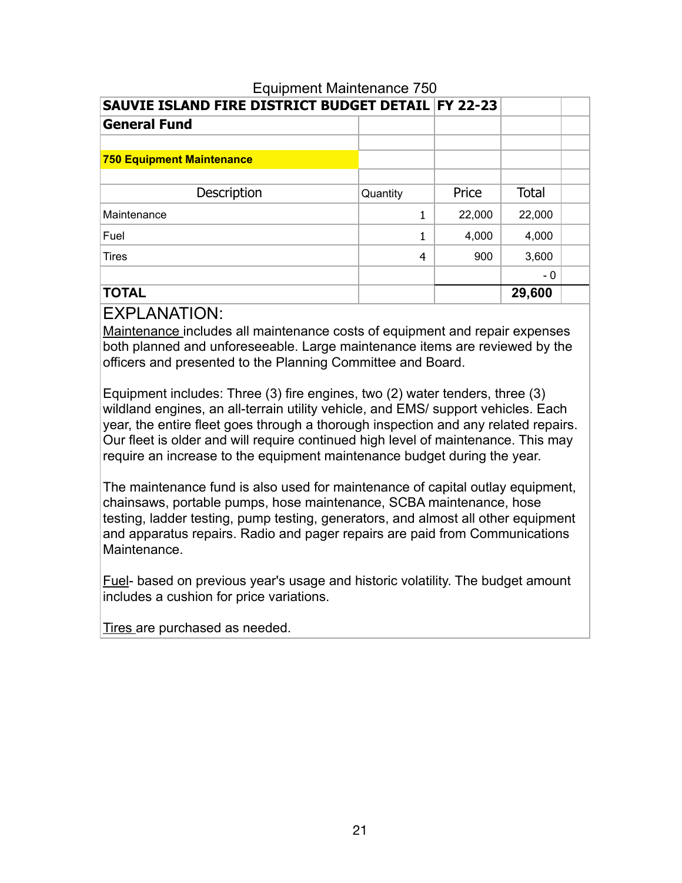Equipment Maintenance 750

| SAUVIE ISLAND FIRE DISTRICT BUDGET DETAIL | FY 22-23 | | | |
|---|---|---|---|---|
| **General Fund** | | | | |
| | | | | |
| **750 Equipment Maintenance** | | | | |
| | | | | |
| Description | Quantity | Price | Total | |
| Maintenance | 1 | 22,000 | 22,000 | |
| Fuel | 1 | 4,000 | 4,000 | |
| Tires | 4 | 900 | 3,600 | |
| | | | - 0 | |
| **TOTAL** | | | **29,600** | |

EXPLANATION:

Maintenance includes all maintenance costs of equipment and repair expenses both planned and unforeseeable. Large maintenance items are reviewed by the officers and presented to the Planning Committee and Board.

Equipment includes: Three (3) fire engines, two (2) water tenders, three (3) wildland engines, an all-terrain utility vehicle, and EMS/ support vehicles. Each year, the entire fleet goes through a thorough inspection and any related repairs. Our fleet is older and will require continued high level of maintenance. This may require an increase to the equipment maintenance budget during the year.

The maintenance fund is also used for maintenance of capital outlay equipment, chainsaws, portable pumps, hose maintenance, SCBA maintenance, hose testing, ladder testing, pump testing, generators, and almost all other equipment and apparatus repairs. Radio and pager repairs are paid from Communications Maintenance.

Fuel- based on previous year's usage and historic volatility. The budget amount includes a cushion for price variations.

Tires are purchased as needed.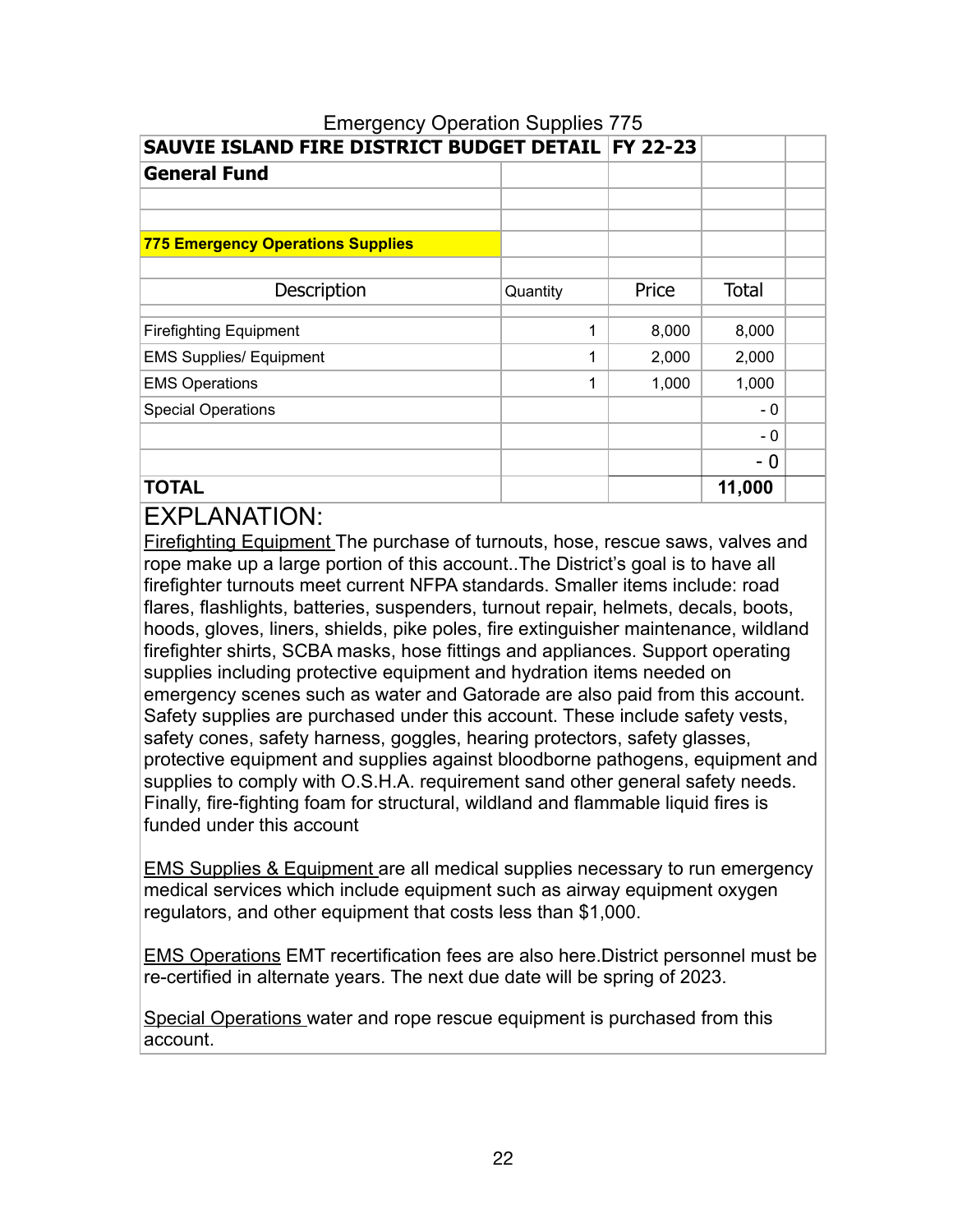Emergency Operation Supplies 775

| SAUVIE ISLAND FIRE DISTRICT BUDGET DETAIL | FY 22-23 | | | |
|---|---|---|---|---|
| **General Fund** | | | | |
| | | | | |
| | | | | |
| **775 Emergency Operations Supplies** | | | | |
| | | | | |
| Description | Quantity | Price | Total | |
| | | | | |
| Firefighting Equipment | 1 | 8,000 | 8,000 | |
| EMS Supplies/ Equipment | 1 | 2,000 | 2,000 | |
| EMS Operations | 1 | 1,000 | 1,000 | |
| Special Operations | | | - 0 | |
| | | | - 0 | |
| | | | - 0 | |
| **TOTAL** | | | **11,000** | |

EXPLANATION:

Firefighting Equipment The purchase of turnouts, hose, rescue saws, valves and rope make up a large portion of this account..The District's goal is to have all firefighter turnouts meet current NFPA standards. Smaller items include: road flares, flashlights, batteries, suspenders, turnout repair, helmets, decals, boots, hoods, gloves, liners, shields, pike poles, fire extinguisher maintenance, wildland firefighter shirts, SCBA masks, hose fittings and appliances. Support operating supplies including protective equipment and hydration items needed on emergency scenes such as water and Gatorade are also paid from this account. Safety supplies are purchased under this account. These include safety vests, safety cones, safety harness, goggles, hearing protectors, safety glasses, protective equipment and supplies against bloodborne pathogens, equipment and supplies to comply with O.S.H.A. requirement sand other general safety needs. Finally, fire-fighting foam for structural, wildland and flammable liquid fires is funded under this account

EMS Supplies & Equipment are all medical supplies necessary to run emergency medical services which include equipment such as airway equipment oxygen regulators, and other equipment that costs less than $1,000.

EMS Operations EMT recertification fees are also here.District personnel must be re-certified in alternate years. The next due date will be spring of 2023.

Special Operations water and rope rescue equipment is purchased from this account.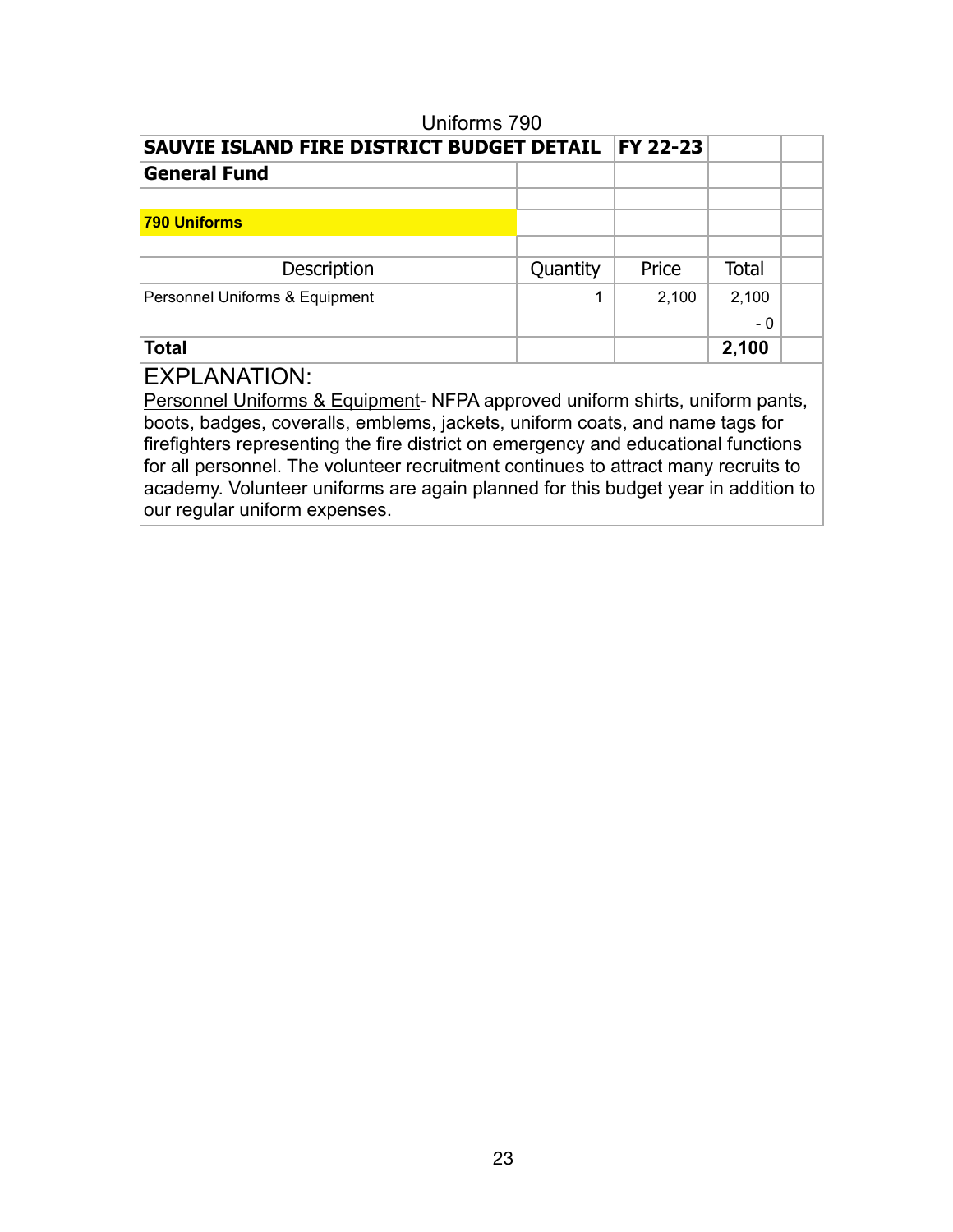Uniforms 790

| SAUVIE ISLAND FIRE DISTRICT BUDGET DETAIL | | FY 22-23 | | |
|---|---|---|---|---|
| **General Fund** | | | | |
| | | | | |
| **790 Uniforms** | | | | |
| | | | | |
| Description | Quantity | Price | Total | |
| Personnel Uniforms & Equipment | 1 | 2,100 | 2,100 | |
| | | | - 0 | |
| **Total** | | | **2,100** | |

EXPLANATION:

Personnel Uniforms & Equipment- NFPA approved uniform shirts, uniform pants, boots, badges, coveralls, emblems, jackets, uniform coats, and name tags for firefighters representing the fire district on emergency and educational functions for all personnel. The volunteer recruitment continues to attract many recruits to academy. Volunteer uniforms are again planned for this budget year in addition to our regular uniform expenses.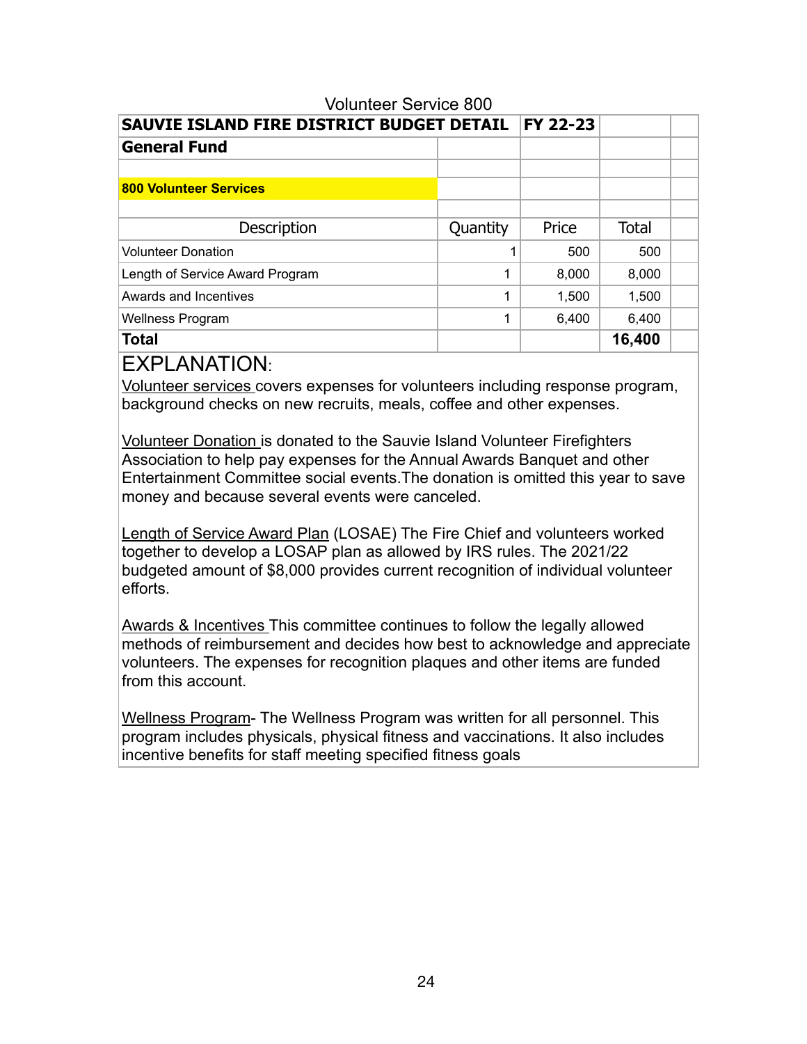Volunteer Service 800

| SAUVIE ISLAND FIRE DISTRICT BUDGET DETAIL | | FY 22-23 | | |
|---|---|---|---|---|
| **General Fund** | | | | |
| | | | | |
| **800 Volunteer Services** | | | | |
| | | | | |
| Description | Quantity | Price | Total | |
| Volunteer Donation | 1 | 500 | 500 | |
| Length of Service Award Program | 1 | 8,000 | 8,000 | |
| Awards and Incentives | 1 | 1,500 | 1,500 | |
| Wellness Program | 1 | 6,400 | 6,400 | |
| **Total** | | | **16,400** | |

# EXPLANATION:

Volunteer services covers expenses for volunteers including response program, background checks on new recruits, meals, coffee and other expenses.

Volunteer Donation is donated to the Sauvie Island Volunteer Firefighters Association to help pay expenses for the Annual Awards Banquet and other Entertainment Committee social events.The donation is omitted this year to save money and because several events were canceled.

Length of Service Award Plan (LOSAE) The Fire Chief and volunteers worked together to develop a LOSAP plan as allowed by IRS rules. The 2021/22 budgeted amount of $8,000 provides current recognition of individual volunteer efforts.

Awards & Incentives This committee continues to follow the legally allowed methods of reimbursement and decides how best to acknowledge and appreciate volunteers. The expenses for recognition plaques and other items are funded from this account.

Wellness Program- The Wellness Program was written for all personnel. This program includes physicals, physical fitness and vaccinations. It also includes incentive benefits for staff meeting specified fitness goals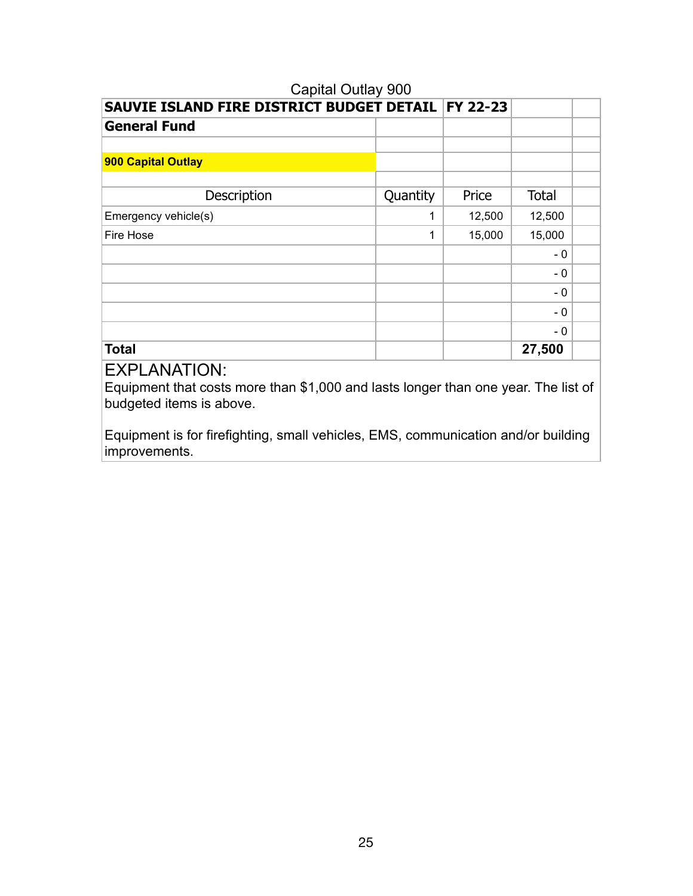Capital Outlay 900

| SAUVIE ISLAND FIRE DISTRICT BUDGET DETAIL | | FY 22-23 | | |
|---|---|---|---|---|
| **General Fund** | | | | |
| | | | | |
| **900 Capital Outlay** | | | | |
| | | | | |
| Description | Quantity | Price | Total | |
| Emergency vehicle(s) | 1 | 12,500 | 12,500 | |
| Fire Hose | 1 | 15,000 | 15,000 | |
| | | | - 0 | |
| | | | - 0 | |
| | | | - 0 | |
| | | | - 0 | |
| | | | - 0 | |
| **Total** | | | **27,500** | |

EXPLANATION:

Equipment that costs more than $1,000 and lasts longer than one year. The list of budgeted items is above.

Equipment is for firefighting, small vehicles, EMS, communication and/or building improvements.